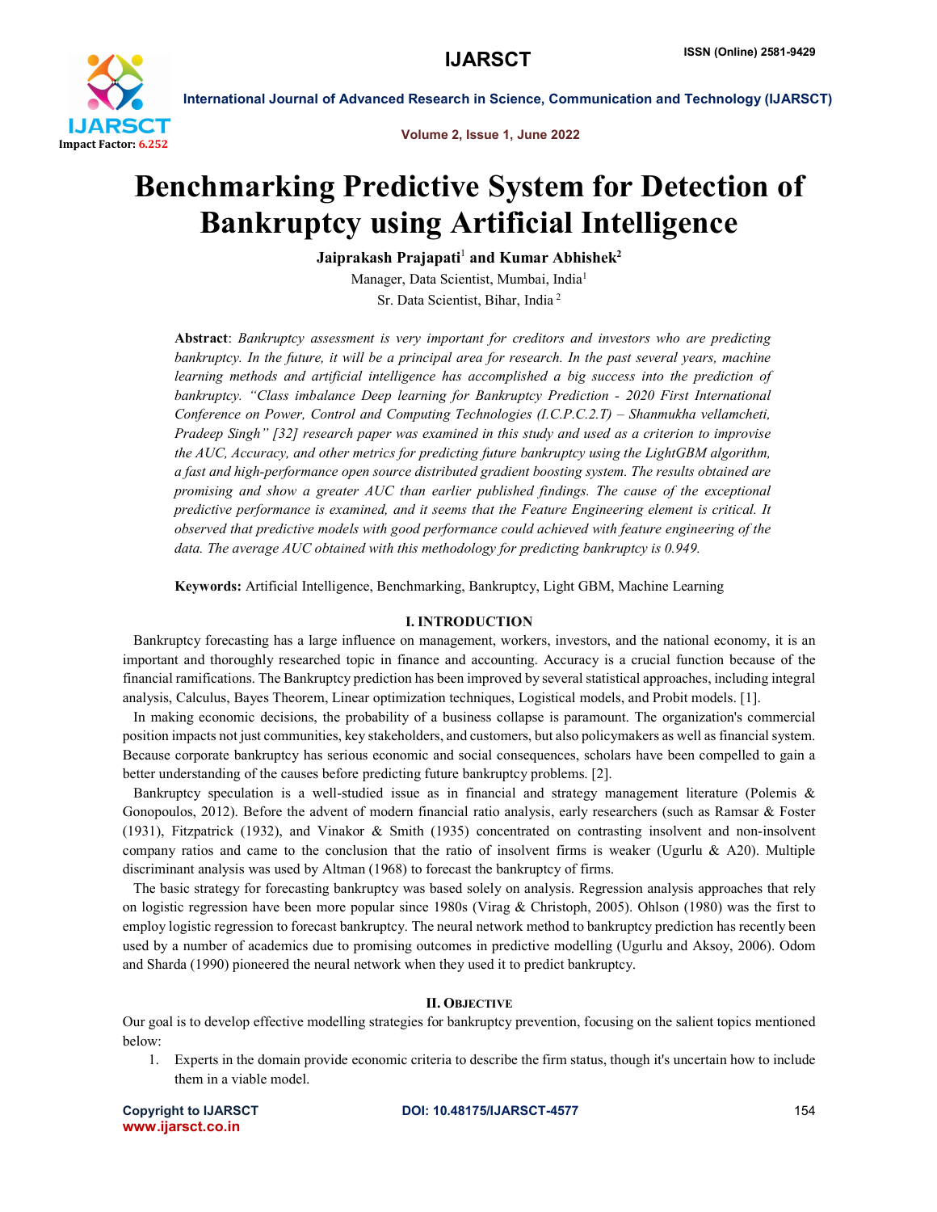# Benchmarking Predictive System for Detection of Bankruptcy using Artificial Intelligence

**Jaiprakash Prajapati**[1] **and Kumar Abhishek**[2]

Manager, Data Scientist, Mumbai, India[1]

Sr. Data Scientist, Bihar, India [2]

**Abstract**: *Bankruptcy assessment is very important for creditors and investors who are predicting bankruptcy. In the future, it will be a principal area for research. In the past several years, machine learning methods and artificial intelligence has accomplished a big success into the prediction of bankruptcy. "Class imbalance Deep learning for Bankruptcy Prediction - 2020 First International Conference on Power, Control and Computing Technologies (I.C.P.C.2.T) – Shanmukha vellamcheti, Pradeep Singh" [32] research paper was examined in this study and used as a criterion to improvise the AUC, Accuracy, and other metrics for predicting future bankruptcy using the LightGBM algorithm, a fast and high-performance open source distributed gradient boosting system. The results obtained are promising and show a greater AUC than earlier published findings. The cause of the exceptional predictive performance is examined, and it seems that the Feature Engineering element is critical. It observed that predictive models with good performance could achieved with feature engineering of the data. The average AUC obtained with this methodology for predicting bankruptcy is 0.949.*

**Keywords:** Artificial Intelligence, Benchmarking, Bankruptcy, Light GBM, Machine Learning

## I. INTRODUCTION

Bankruptcy forecasting has a large influence on management, workers, investors, and the national economy, it is an important and thoroughly researched topic in finance and accounting. Accuracy is a crucial function because of the financial ramifications. The Bankruptcy prediction has been improved by several statistical approaches, including integral analysis, Calculus, Bayes Theorem, Linear optimization techniques, Logistical models, and Probit models. [1].

In making economic decisions, the probability of a business collapse is paramount. The organization's commercial position impacts not just communities, key stakeholders, and customers, but also policymakers as well as financial system. Because corporate bankruptcy has serious economic and social consequences, scholars have been compelled to gain a better understanding of the causes before predicting future bankruptcy problems. [2].

Bankruptcy speculation is a well-studied issue as in financial and strategy management literature (Polemis & Gonopoulos, 2012). Before the advent of modern financial ratio analysis, early researchers (such as Ramsar & Foster (1931), Fitzpatrick (1932), and Vinakor & Smith (1935) concentrated on contrasting insolvent and non-insolvent company ratios and came to the conclusion that the ratio of insolvent firms is weaker (Ugurlu & A20). Multiple discriminant analysis was used by Altman (1968) to forecast the bankruptcy of firms.

The basic strategy for forecasting bankruptcy was based solely on analysis. Regression analysis approaches that rely on logistic regression have been more popular since 1980s (Virag & Christoph, 2005). Ohlson (1980) was the first to employ logistic regression to forecast bankruptcy. The neural network method to bankruptcy prediction has recently been used by a number of academics due to promising outcomes in predictive modelling (Ugurlu and Aksoy, 2006). Odom and Sharda (1990) pioneered the neural network when they used it to predict bankruptcy.

## II. OBJECTIVE

Our goal is to develop effective modelling strategies for bankruptcy prevention, focusing on the salient topics mentioned below:

1. Experts in the domain provide economic criteria to describe the firm status, though it's uncertain how to include them in a viable model.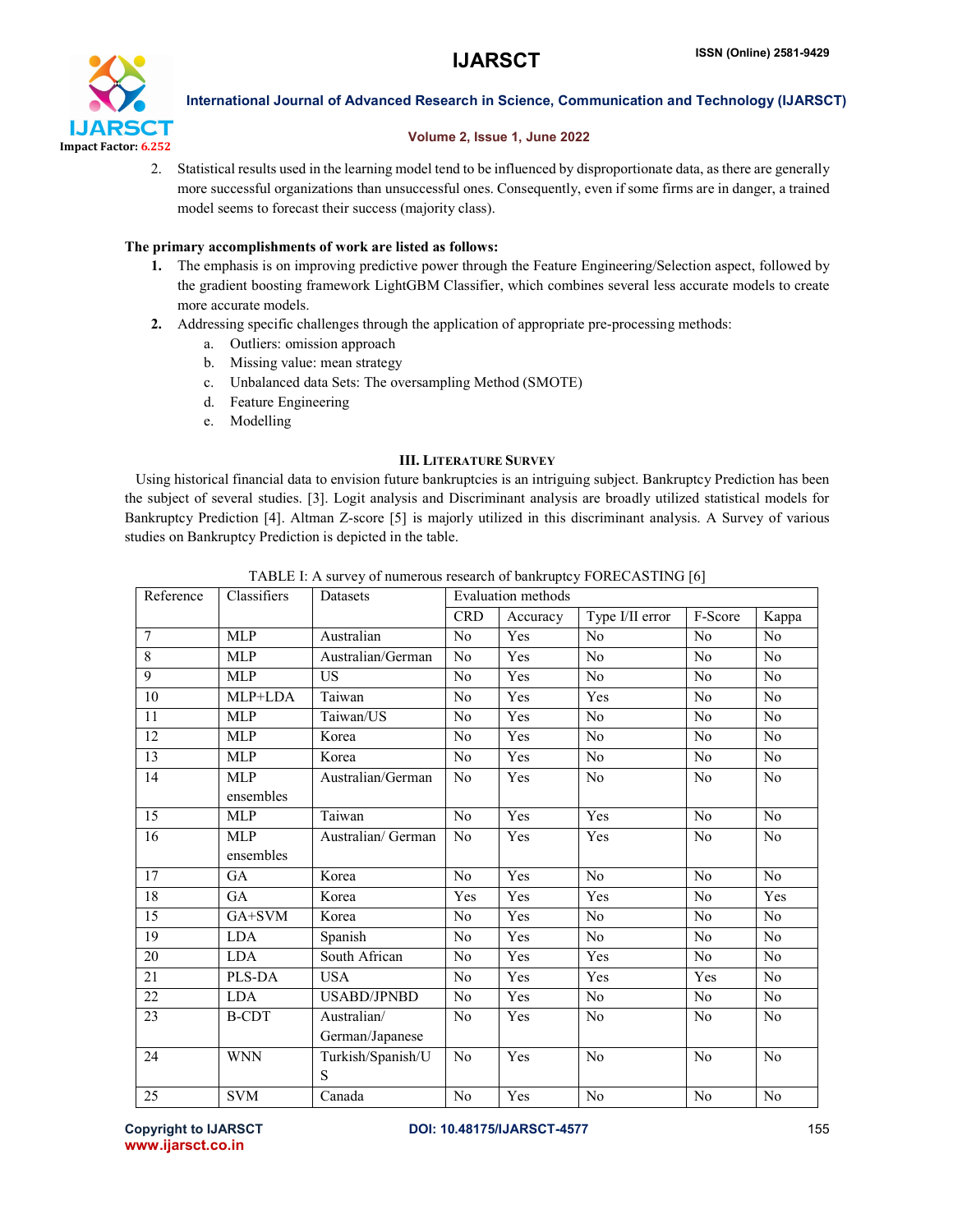2. Statistical results used in the learning model tend to be influenced by disproportionate data, as there are generally more successful organizations than unsuccessful ones. Consequently, even if some firms are in danger, a trained model seems to forecast their success (majority class).

**The primary accomplishments of work are listed as follows:**

1. The emphasis is on improving predictive power through the Feature Engineering/Selection aspect, followed by the gradient boosting framework LightGBM Classifier, which combines several less accurate models to create more accurate models.
2. Addressing specific challenges through the application of appropriate pre-processing methods:
   a. Outliers: omission approach
   b. Missing value: mean strategy
   c. Unbalanced data Sets: The oversampling Method (SMOTE)
   d. Feature Engineering
   e. Modelling

## III. Literature Survey

Using historical financial data to envision future bankruptcies is an intriguing subject. Bankruptcy Prediction has been the subject of several studies. [3]. Logit analysis and Discriminant analysis are broadly utilized statistical models for Bankruptcy Prediction [4]. Altman Z-score [5] is majorly utilized in this discriminant analysis. A Survey of various studies on Bankruptcy Prediction is depicted in the table.

TABLE I: A survey of numerous research of bankruptcy FORECASTING [6]

| Reference | Classifiers | Datasets | Evaluation methods | | | | |
|---|---|---|---|---|---|---|---|
| | | | CRD | Accuracy | Type I/II error | F-Score | Kappa |
| 7 | MLP | Australian | No | Yes | No | No | No |
| 8 | MLP | Australian/German | No | Yes | No | No | No |
| 9 | MLP | US | No | Yes | No | No | No |
| 10 | MLP+LDA | Taiwan | No | Yes | Yes | No | No |
| 11 | MLP | Taiwan/US | No | Yes | No | No | No |
| 12 | MLP | Korea | No | Yes | No | No | No |
| 13 | MLP | Korea | No | Yes | No | No | No |
| 14 | MLP ensembles | Australian/German | No | Yes | No | No | No |
| 15 | MLP | Taiwan | No | Yes | Yes | No | No |
| 16 | MLP ensembles | Australian/ German | No | Yes | Yes | No | No |
| 17 | GA | Korea | No | Yes | No | No | No |
| 18 | GA | Korea | Yes | Yes | Yes | No | Yes |
| 15 | GA+SVM | Korea | No | Yes | No | No | No |
| 19 | LDA | Spanish | No | Yes | No | No | No |
| 20 | LDA | South African | No | Yes | Yes | No | No |
| 21 | PLS-DA | USA | No | Yes | Yes | Yes | No |
| 22 | LDA | USABD/JPNBD | No | Yes | No | No | No |
| 23 | B-CDT | Australian/ German/Japanese | No | Yes | No | No | No |
| 24 | WNN | Turkish/Spanish/US | No | Yes | No | No | No |
| 25 | SVM | Canada | No | Yes | No | No | No |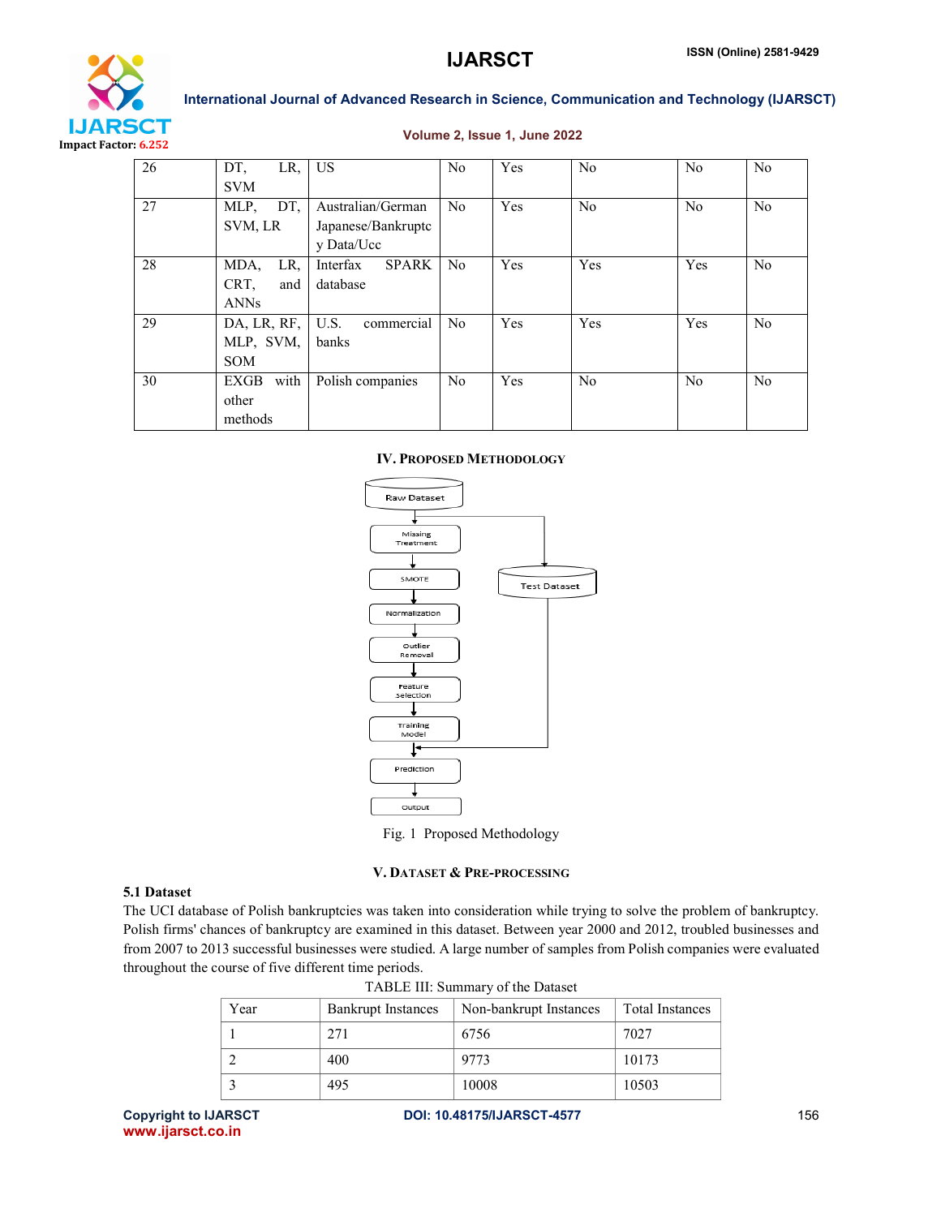| 26 | DT, LR, SVM | US | No | Yes | No | No | No |
|---|---|---|---|---|---|---|---|
| 27 | MLP, DT, SVM, LR | Australian/German Japanese/Bankruptcy Data/Ucc | No | Yes | No | No | No |
| 28 | MDA, LR, CRT, and ANNs | Interfax SPARK database | No | Yes | Yes | Yes | No |
| 29 | DA, LR, RF, MLP, SVM, SOM | U.S. commercial banks | No | Yes | Yes | Yes | No |
| 30 | EXGB with other methods | Polish companies | No | Yes | No | No | No |

## IV. Proposed Methodology

Raw Dataset → Missing Treatment → SMOTE → Normalization → Outlier Removal → Feature selection → Training Model → Prediction → Output

Raw Dataset → Test Dataset → Prediction

Fig. 1 Proposed Methodology

## V. Dataset & Pre-processing

### 5.1 Dataset

The UCI database of Polish bankruptcies was taken into consideration while trying to solve the problem of bankruptcy. Polish firms' chances of bankruptcy are examined in this dataset. Between year 2000 and 2012, troubled businesses and from 2007 to 2013 successful businesses were studied. A large number of samples from Polish companies were evaluated throughout the course of five different time periods.

TABLE III: Summary of the Dataset

| Year | Bankrupt Instances | Non-bankrupt Instances | Total Instances |
|---|---|---|---|
| 1 | 271 | 6756 | 7027 |
| 2 | 400 | 9773 | 10173 |
| 3 | 495 | 10008 | 10503 |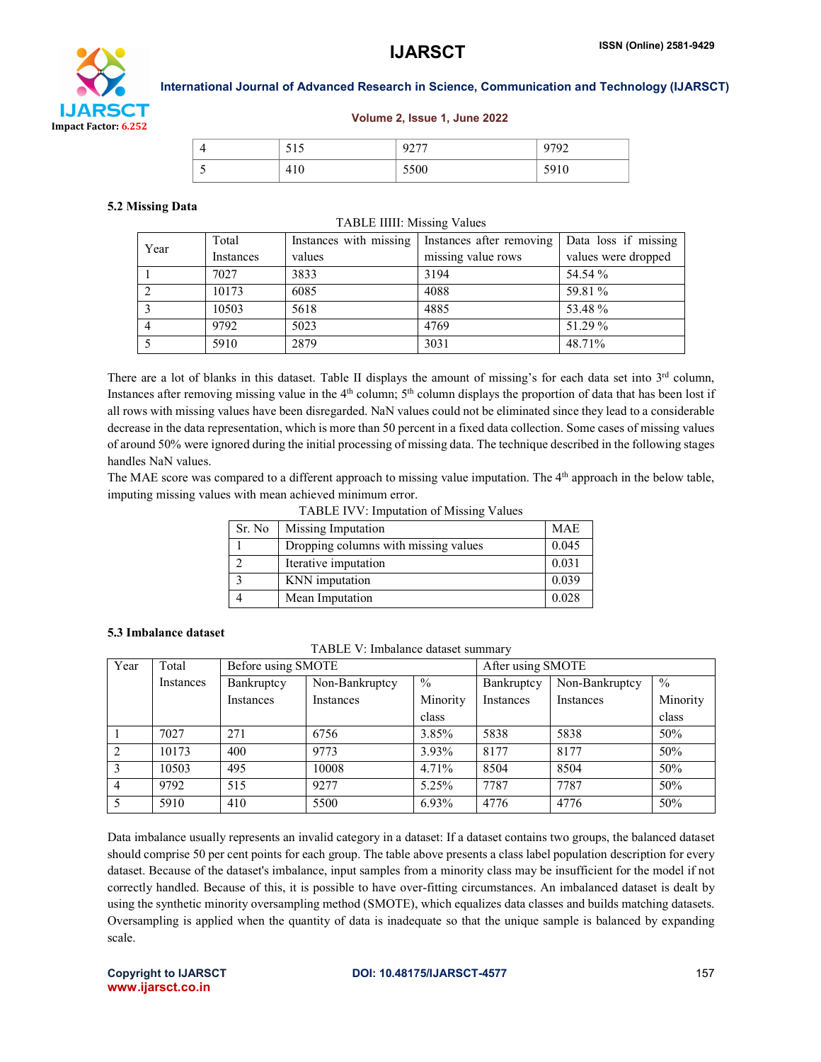| 4 | 515 | 9277 | 9792 |
|---|---|---|---|
| 5 | 410 | 5500 | 5910 |

### 5.2 Missing Data

TABLE IIIII: Missing Values

| Year | Total Instances | Instances with missing values | Instances after removing missing value rows | Data loss if missing values were dropped |
|---|---|---|---|---|
| 1 | 7027 | 3833 | 3194 | 54.54 % |
| 2 | 10173 | 6085 | 4088 | 59.81 % |
| 3 | 10503 | 5618 | 4885 | 53.48 % |
| 4 | 9792 | 5023 | 4769 | 51.29 % |
| 5 | 5910 | 2879 | 3031 | 48.71% |

There are a lot of blanks in this dataset. Table II displays the amount of missing's for each data set into 3rd column, Instances after removing missing value in the 4th column; 5th column displays the proportion of data that has been lost if all rows with missing values have been disregarded. NaN values could not be eliminated since they lead to a considerable decrease in the data representation, which is more than 50 percent in a fixed data collection. Some cases of missing values of around 50% were ignored during the initial processing of missing data. The technique described in the following stages handles NaN values.

The MAE score was compared to a different approach to missing value imputation. The 4th approach in the below table, imputing missing values with mean achieved minimum error.

TABLE IVV: Imputation of Missing Values

| Sr. No | Missing Imputation | MAE |
|---|---|---|
| 1 | Dropping columns with missing values | 0.045 |
| 2 | Iterative imputation | 0.031 |
| 3 | KNN imputation | 0.039 |
| 4 | Mean Imputation | 0.028 |

### 5.3 Imbalance dataset

TABLE V: Imbalance dataset summary

| Year | Total Instances | Before using SMOTE | | | After using SMOTE | | |
|---|---|---|---|---|---|---|---|
| | | Bankruptcy Instances | Non-Bankruptcy Instances | % Minority class | Bankruptcy Instances | Non-Bankruptcy Instances | % Minority class |
| 1 | 7027 | 271 | 6756 | 3.85% | 5838 | 5838 | 50% |
| 2 | 10173 | 400 | 9773 | 3.93% | 8177 | 8177 | 50% |
| 3 | 10503 | 495 | 10008 | 4.71% | 8504 | 8504 | 50% |
| 4 | 9792 | 515 | 9277 | 5.25% | 7787 | 7787 | 50% |
| 5 | 5910 | 410 | 5500 | 6.93% | 4776 | 4776 | 50% |

Data imbalance usually represents an invalid category in a dataset: If a dataset contains two groups, the balanced dataset should comprise 50 per cent points for each group. The table above presents a class label population description for every dataset. Because of the dataset's imbalance, input samples from a minority class may be insufficient for the model if not correctly handled. Because of this, it is possible to have over-fitting circumstances. An imbalanced dataset is dealt by using the synthetic minority oversampling method (SMOTE), which equalizes data classes and builds matching datasets. Oversampling is applied when the quantity of data is inadequate so that the unique sample is balanced by expanding scale.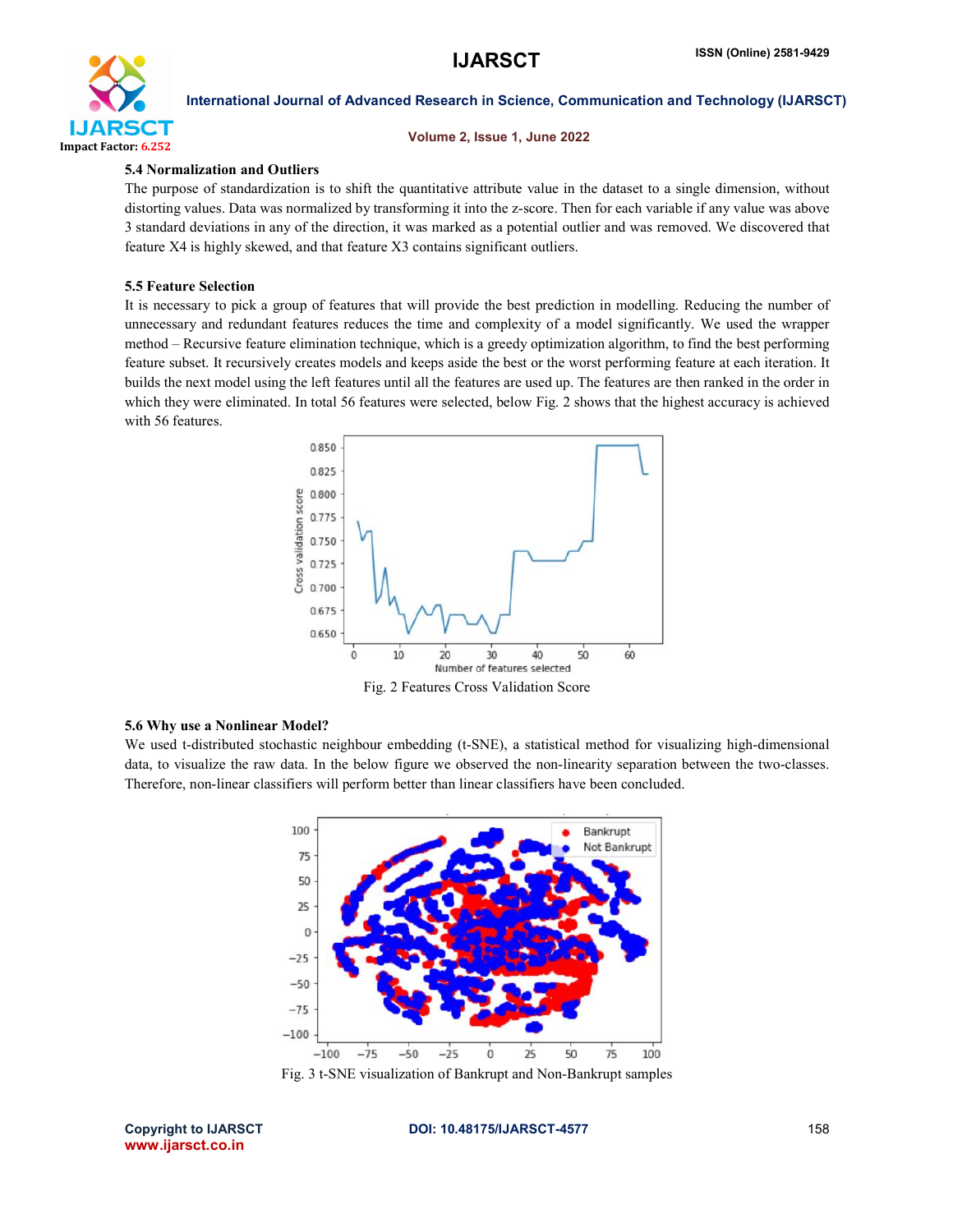### 5.4 Normalization and Outliers

The purpose of standardization is to shift the quantitative attribute value in the dataset to a single dimension, without distorting values. Data was normalized by transforming it into the z-score. Then for each variable if any value was above 3 standard deviations in any of the direction, it was marked as a potential outlier and was removed. We discovered that feature X4 is highly skewed, and that feature X3 contains significant outliers.

### 5.5 Feature Selection

It is necessary to pick a group of features that will provide the best prediction in modelling. Reducing the number of unnecessary and redundant features reduces the time and complexity of a model significantly. We used the wrapper method – Recursive feature elimination technique, which is a greedy optimization algorithm, to find the best performing feature subset. It recursively creates models and keeps aside the best or the worst performing feature at each iteration. It builds the next model using the left features until all the features are used up. The features are then ranked in the order in which they were eliminated. In total 56 features were selected, below Fig. 2 shows that the highest accuracy is achieved with 56 features.

Fig. 2 Features Cross Validation Score

### 5.6 Why use a Nonlinear Model?

We used t-distributed stochastic neighbour embedding (t-SNE), a statistical method for visualizing high-dimensional data, to visualize the raw data. In the below figure we observed the non-linearity separation between the two-classes. Therefore, non-linear classifiers will perform better than linear classifiers have been concluded.

Fig. 3 t-SNE visualization of Bankrupt and Non-Bankrupt samples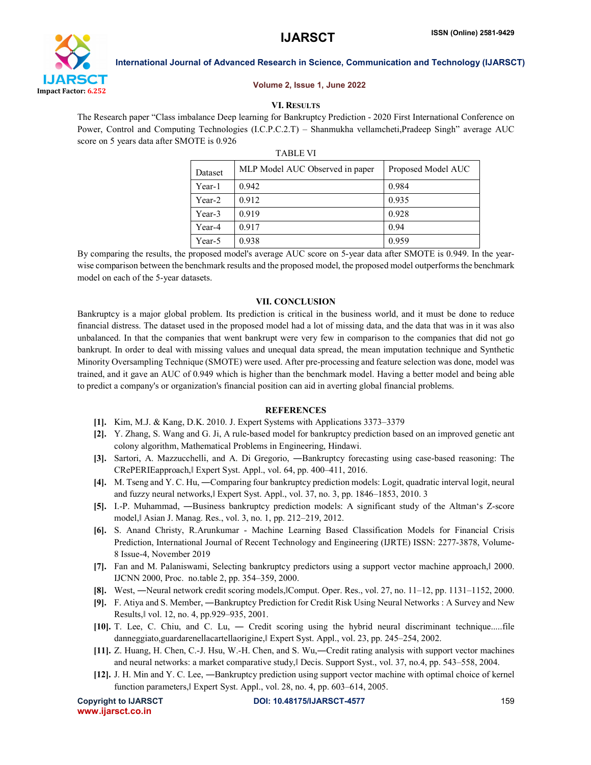## VI. Results

The Research paper "Class imbalance Deep learning for Bankruptcy Prediction - 2020 First International Conference on Power, Control and Computing Technologies (I.C.P.C.2.T) – Shanmukha vellamcheti,Pradeep Singh" average AUC score on 5 years data after SMOTE is 0.926

TABLE VI

| Dataset | MLP Model AUC Observed in paper | Proposed Model AUC |
|---|---|---|
| Year-1 | 0.942 | 0.984 |
| Year-2 | 0.912 | 0.935 |
| Year-3 | 0.919 | 0.928 |
| Year-4 | 0.917 | 0.94 |
| Year-5 | 0.938 | 0.959 |

By comparing the results, the proposed model's average AUC score on 5-year data after SMOTE is 0.949. In the year-wise comparison between the benchmark results and the proposed model, the proposed model outperforms the benchmark model on each of the 5-year datasets.

## VII. CONCLUSION

Bankruptcy is a major global problem. Its prediction is critical in the business world, and it must be done to reduce financial distress. The dataset used in the proposed model had a lot of missing data, and the data that was in it was also unbalanced. In that the companies that went bankrupt were very few in comparison to the companies that did not go bankrupt. In order to deal with missing values and unequal data spread, the mean imputation technique and Synthetic Minority Oversampling Technique (SMOTE) were used. After pre-processing and feature selection was done, model was trained, and it gave an AUC of 0.949 which is higher than the benchmark model. Having a better model and being able to predict a company's or organization's financial position can aid in averting global financial problems.

## REFERENCES

[1]. Kim, M.J. & Kang, D.K. 2010. J. Expert Systems with Applications 3373–3379

[2]. Y. Zhang, S. Wang and G. Ji, A rule-based model for bankruptcy prediction based on an improved genetic ant colony algorithm, Mathematical Problems in Engineering, Hindawi.

[3]. Sartori, A. Mazzucchelli, and A. Di Gregorio, ―Bankruptcy forecasting using case-based reasoning: The CRePERIEapproach,‖ Expert Syst. Appl., vol. 64, pp. 400–411, 2016.

[4]. M. Tseng and Y. C. Hu, ―Comparing four bankruptcy prediction models: Logit, quadratic interval logit, neural and fuzzy neural networks,‖ Expert Syst. Appl., vol. 37, no. 3, pp. 1846–1853, 2010. 3

[5]. I.-P. Muhammad, ―Business bankruptcy prediction models: A significant study of the Altman's Z-score model,‖ Asian J. Manag. Res., vol. 3, no. 1, pp. 212–219, 2012.

[6]. S. Anand Christy, R.Arunkumar - Machine Learning Based Classification Models for Financial Crisis Prediction, International Journal of Recent Technology and Engineering (IJRTE) ISSN: 2277-3878, Volume-8 Issue-4, November 2019

[7]. Fan and M. Palaniswami, Selecting bankruptcy predictors using a support vector machine approach,‖ 2000. IJCNN 2000, Proc. no.table 2, pp. 354–359, 2000.

[8]. West, ―Neural network credit scoring models,‖Comput. Oper. Res., vol. 27, no. 11–12, pp. 1131–1152, 2000.

[9]. F. Atiya and S. Member, ―Bankruptcy Prediction for Credit Risk Using Neural Networks : A Survey and New Results,‖ vol. 12, no. 4, pp.929–935, 2001.

[10]. T. Lee, C. Chiu, and C. Lu, ― Credit scoring using the hybrid neural discriminant technique.....file danneggiato,guardarenellacartellaorigine,‖ Expert Syst. Appl., vol. 23, pp. 245–254, 2002.

[11]. Z. Huang, H. Chen, C.-J. Hsu, W.-H. Chen, and S. Wu,―Credit rating analysis with support vector machines and neural networks: a market comparative study,‖ Decis. Support Syst., vol. 37, no.4, pp. 543–558, 2004.

[12]. J. H. Min and Y. C. Lee, ―Bankruptcy prediction using support vector machine with optimal choice of kernel function parameters,‖ Expert Syst. Appl., vol. 28, no. 4, pp. 603–614, 2005.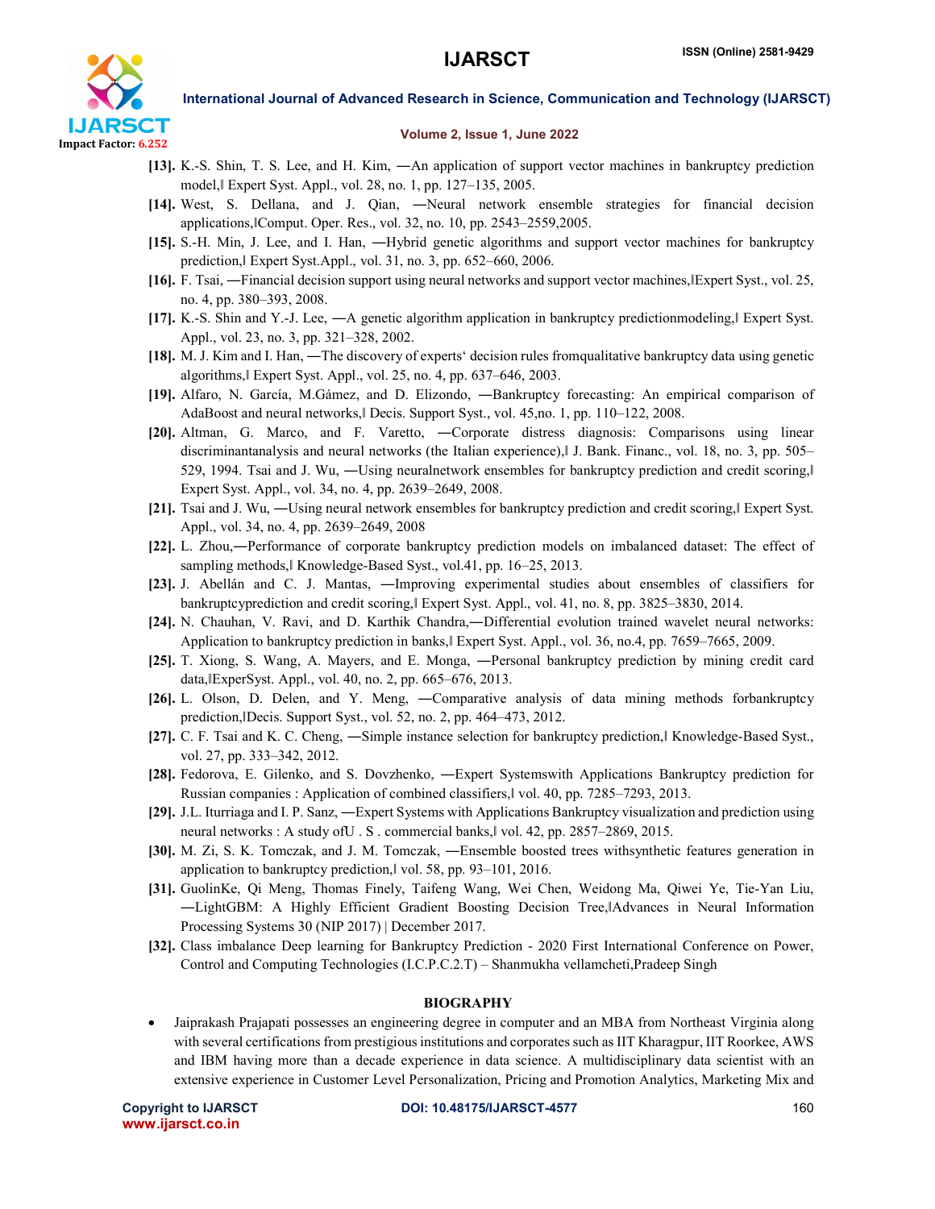**[13].** K.-S. Shin, T. S. Lee, and H. Kim, ―An application of support vector machines in bankruptcy prediction model,‖ Expert Syst. Appl., vol. 28, no. 1, pp. 127–135, 2005.

**[14].** West, S. Dellana, and J. Qian, ―Neural network ensemble strategies for financial decision applications,‖Comput. Oper. Res., vol. 32, no. 10, pp. 2543–2559,2005.

**[15].** S.-H. Min, J. Lee, and I. Han, ―Hybrid genetic algorithms and support vector machines for bankruptcy prediction,‖ Expert Syst.Appl., vol. 31, no. 3, pp. 652–660, 2006.

**[16].** F. Tsai, ―Financial decision support using neural networks and support vector machines,‖Expert Syst., vol. 25, no. 4, pp. 380–393, 2008.

**[17].** K.-S. Shin and Y.-J. Lee, ―A genetic algorithm application in bankruptcy predictionmodeling,‖ Expert Syst. Appl., vol. 23, no. 3, pp. 321–328, 2002.

**[18].** M. J. Kim and I. Han, ―The discovery of experts' decision rules fromqualitative bankruptcy data using genetic algorithms,‖ Expert Syst. Appl., vol. 25, no. 4, pp. 637–646, 2003.

**[19].** Alfaro, N. García, M.Gámez, and D. Elizondo, ―Bankruptcy forecasting: An empirical comparison of AdaBoost and neural networks,‖ Decis. Support Syst., vol. 45,no. 1, pp. 110–122, 2008.

**[20].** Altman, G. Marco, and F. Varetto, ―Corporate distress diagnosis: Comparisons using linear discriminantanalysis and neural networks (the Italian experience),‖ J. Bank. Financ., vol. 18, no. 3, pp. 505–529, 1994. Tsai and J. Wu, ―Using neuralnetwork ensembles for bankruptcy prediction and credit scoring,‖ Expert Syst. Appl., vol. 34, no. 4, pp. 2639–2649, 2008.

**[21].** Tsai and J. Wu, ―Using neural network ensembles for bankruptcy prediction and credit scoring,‖ Expert Syst. Appl., vol. 34, no. 4, pp. 2639–2649, 2008

**[22].** L. Zhou,―Performance of corporate bankruptcy prediction models on imbalanced dataset: The effect of sampling methods,‖ Knowledge-Based Syst., vol.41, pp. 16–25, 2013.

**[23].** J. Abellán and C. J. Mantas, ―Improving experimental studies about ensembles of classifiers for bankruptcyprediction and credit scoring,‖ Expert Syst. Appl., vol. 41, no. 8, pp. 3825–3830, 2014.

**[24].** N. Chauhan, V. Ravi, and D. Karthik Chandra,―Differential evolution trained wavelet neural networks: Application to bankruptcy prediction in banks,‖ Expert Syst. Appl., vol. 36, no.4, pp. 7659–7665, 2009.

**[25].** T. Xiong, S. Wang, A. Mayers, and E. Monga, ―Personal bankruptcy prediction by mining credit card data,‖ExperSyst. Appl., vol. 40, no. 2, pp. 665–676, 2013.

**[26].** L. Olson, D. Delen, and Y. Meng, ―Comparative analysis of data mining methods forbankruptcy prediction,‖Decis. Support Syst., vol. 52, no. 2, pp. 464–473, 2012.

**[27].** C. F. Tsai and K. C. Cheng, ―Simple instance selection for bankruptcy prediction,‖ Knowledge-Based Syst., vol. 27, pp. 333–342, 2012.

**[28].** Fedorova, E. Gilenko, and S. Dovzhenko, ―Expert Systemswith Applications Bankruptcy prediction for Russian companies : Application of combined classifiers,‖ vol. 40, pp. 7285–7293, 2013.

**[29].** J.L. Iturriaga and I. P. Sanz, ―Expert Systems with Applications Bankruptcy visualization and prediction using neural networks : A study ofU . S . commercial banks,‖ vol. 42, pp. 2857–2869, 2015.

**[30].** M. Zi, S. K. Tomczak, and J. M. Tomczak, ―Ensemble boosted trees withsynthetic features generation in application to bankruptcy prediction,‖ vol. 58, pp. 93–101, 2016.

**[31].** GuolinKe, Qi Meng, Thomas Finely, Taifeng Wang, Wei Chen, Weidong Ma, Qiwei Ye, Tie-Yan Liu, ―LightGBM: A Highly Efficient Gradient Boosting Decision Tree,‖Advances in Neural Information Processing Systems 30 (NIP 2017) | December 2017.

**[32].** Class imbalance Deep learning for Bankruptcy Prediction - 2020 First International Conference on Power, Control and Computing Technologies (I.C.P.C.2.T) – Shanmukha vellamcheti,Pradeep Singh

## BIOGRAPHY

- Jaiprakash Prajapati possesses an engineering degree in computer and an MBA from Northeast Virginia along with several certifications from prestigious institutions and corporates such as IIT Kharagpur, IIT Roorkee, AWS and IBM having more than a decade experience in data science. A multidisciplinary data scientist with an extensive experience in Customer Level Personalization, Pricing and Promotion Analytics, Marketing Mix and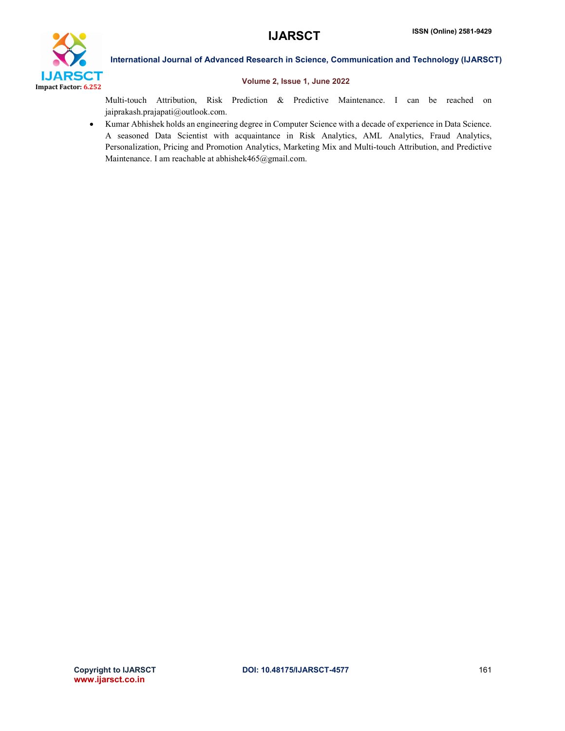Multi-touch Attribution, Risk Prediction & Predictive Maintenance. I can be reached on jaiprakash.prajapati@outlook.com.

- Kumar Abhishek holds an engineering degree in Computer Science with a decade of experience in Data Science. A seasoned Data Scientist with acquaintance in Risk Analytics, AML Analytics, Fraud Analytics, Personalization, Pricing and Promotion Analytics, Marketing Mix and Multi-touch Attribution, and Predictive Maintenance. I am reachable at abhishek465@gmail.com.